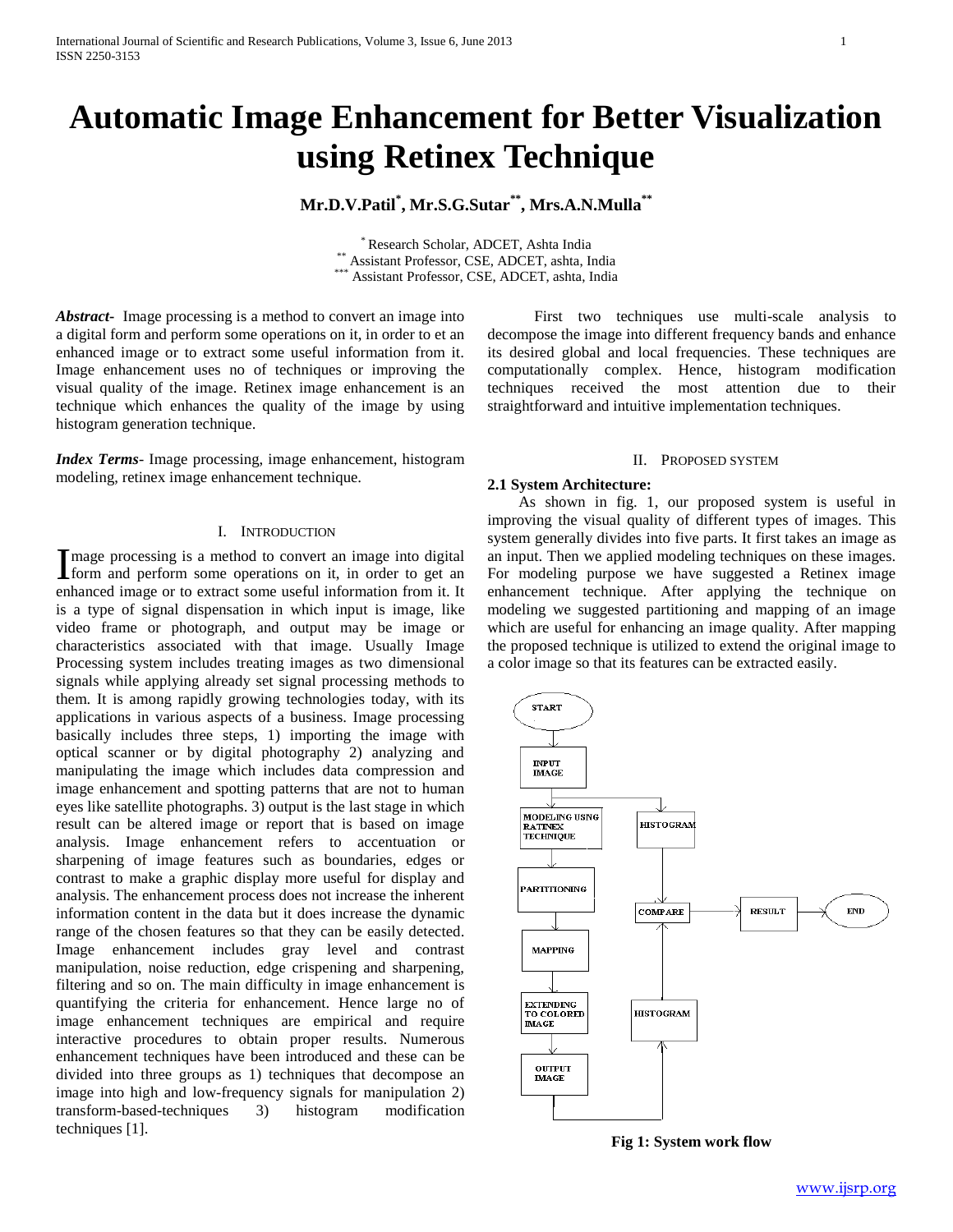# Automatic Image Enhancement for Better Visualization using Retinex Technique

**Mr.D.V.Patil[*], Mr.S.G.Sutar[**], Mrs.A.N.Mulla[**]**

[*] Research Scholar, ADCET, Ashta India
[**] Assistant Professor, CSE, ADCET, ashta, India
[***] Assistant Professor, CSE, ADCET, ashta, India

***Abstract***- Image processing is a method to convert an image into a digital form and perform some operations on it, in order to et an enhanced image or to extract some useful information from it. Image enhancement uses no of techniques or improving the visual quality of the image. Retinex image enhancement is an technique which enhances the quality of the image by using histogram generation technique.

***Index Terms***- Image processing, image enhancement, histogram modeling, retinex image enhancement technique.

## I. Introduction

Image processing is a method to convert an image into digital form and perform some operations on it, in order to get an enhanced image or to extract some useful information from it. It is a type of signal dispensation in which input is image, like video frame or photograph, and output may be image or characteristics associated with that image. Usually Image Processing system includes treating images as two dimensional signals while applying already set signal processing methods to them. It is among rapidly growing technologies today, with its applications in various aspects of a business. Image processing basically includes three steps, 1) importing the image with optical scanner or by digital photography 2) analyzing and manipulating the image which includes data compression and image enhancement and spotting patterns that are not to human eyes like satellite photographs. 3) output is the last stage in which result can be altered image or report that is based on image analysis. Image enhancement refers to accentuation or sharpening of image features such as boundaries, edges or contrast to make a graphic display more useful for display and analysis. The enhancement process does not increase the inherent information content in the data but it does increase the dynamic range of the chosen features so that they can be easily detected. Image enhancement includes gray level and contrast manipulation, noise reduction, edge crispening and sharpening, filtering and so on. The main difficulty in image enhancement is quantifying the criteria for enhancement. Hence large no of image enhancement techniques are empirical and require interactive procedures to obtain proper results. Numerous enhancement techniques have been introduced and these can be divided into three groups as 1) techniques that decompose an image into high and low-frequency signals for manipulation 2) transform-based-techniques 3) histogram modification techniques [1].

First two techniques use multi-scale analysis to decompose the image into different frequency bands and enhance its desired global and local frequencies. These techniques are computationally complex. Hence, histogram modification techniques received the most attention due to their straightforward and intuitive implementation techniques.

## II. Proposed System

### 2.1 System Architecture:

As shown in fig. 1, our proposed system is useful in improving the visual quality of different types of images. This system generally divides into five parts. It first takes an image as an input. Then we applied modeling techniques on these images. For modeling purpose we have suggested a Retinex image enhancement technique. After applying the technique on modeling we suggested partitioning and mapping of an image which are useful for enhancing an image quality. After mapping the proposed technique is utilized to extend the original image to a color image so that its features can be extracted easily.

START → INPUT IMAGE → MODELING USING RATINEX TECHNIQUE → PARTITIONING → MAPPING → EXTENDING TO COLORED IMAGE → OUTPUT IMAGE → HISTOGRAM → COMPARE; INPUT IMAGE → HISTOGRAM → COMPARE → RESULT → END

**Fig 1: System work flow**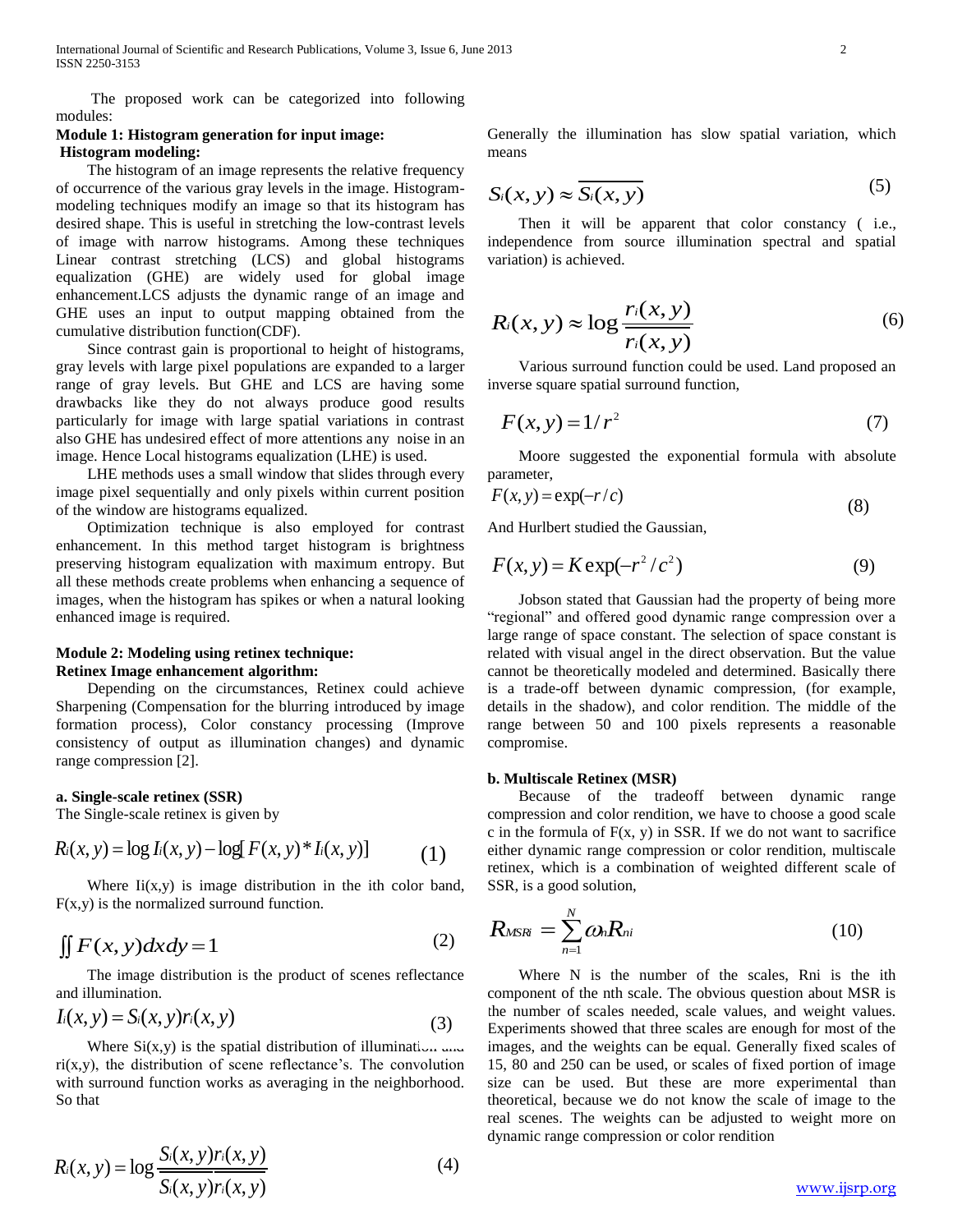The proposed work can be categorized into following modules:

**Module 1: Histogram generation for input image:**

**Histogram modeling:**

The histogram of an image represents the relative frequency of occurrence of the various gray levels in the image. Histogram-modeling techniques modify an image so that its histogram has desired shape. This is useful in stretching the low-contrast levels of image with narrow histograms. Among these techniques Linear contrast stretching (LCS) and global histograms equalization (GHE) are widely used for global image enhancement.LCS adjusts the dynamic range of an image and GHE uses an input to output mapping obtained from the cumulative distribution function(CDF).

Since contrast gain is proportional to height of histograms, gray levels with large pixel populations are expanded to a larger range of gray levels. But GHE and LCS are having some drawbacks like they do not always produce good results particularly for image with large spatial variations in contrast also GHE has undesired effect of more attentions any noise in an image. Hence Local histograms equalization (LHE) is used.

LHE methods uses a small window that slides through every image pixel sequentially and only pixels within current position of the window are histograms equalized.

Optimization technique is also employed for contrast enhancement. In this method target histogram is brightness preserving histogram equalization with maximum entropy. But all these methods create problems when enhancing a sequence of images, when the histogram has spikes or when a natural looking enhanced image is required.

**Module 2: Modeling using retinex technique:**

**Retinex Image enhancement algorithm:**

Depending on the circumstances, Retinex could achieve Sharpening (Compensation for the blurring introduced by image formation process), Color constancy processing (Improve consistency of output as illumination changes) and dynamic range compression [2].

**a. Single-scale retinex (SSR)**

The Single-scale retinex is given by

$$R_i(x,y) = \log I_i(x,y) - \log[F(x,y) * I_i(x,y)] \qquad (1)$$

Where Ii(x,y) is image distribution in the ith color band, F(x,y) is the normalized surround function.

$$\iint F(x,y)\,dx\,dy = 1 \qquad (2)$$

The image distribution is the product of scenes reflectance and illumination.

$$I_i(x,y) = S_i(x,y) r_i(x,y) \qquad (3)$$

Where Si(x,y) is the spatial distribution of illumination and ri(x,y), the distribution of scene reflectance's. The convolution with surround function works as averaging in the neighborhood. So that

$$R_i(x,y) = \log \frac{S_i(x,y) r_i(x,y)}{\overline{S_i(x,y) r_i(x,y)}} \qquad (4)$$

Generally the illumination has slow spatial variation, which means

$$S_i(x,y) \approx \overline{S_i(x,y)} \qquad (5)$$

Then it will be apparent that color constancy ( i.e., independence from source illumination spectral and spatial variation) is achieved.

$$R_i(x,y) \approx \log \frac{r_i(x,y)}{\overline{r_i(x,y)}} \qquad (6)$$

Various surround function could be used. Land proposed an inverse square spatial surround function,

$$F(x,y) = 1/r^2 \qquad (7)$$

Moore suggested the exponential formula with absolute parameter,

$$F(x,y) = \exp(-r/c) \qquad (8)$$

And Hurlbert studied the Gaussian,

$$F(x,y) = K\exp(-r^2/c^2) \qquad (9)$$

Jobson stated that Gaussian had the property of being more "regional" and offered good dynamic range compression over a large range of space constant. The selection of space constant is related with visual angel in the direct observation. But the value cannot be theoretically modeled and determined. Basically there is a trade-off between dynamic compression, (for example, details in the shadow), and color rendition. The middle of the range between 50 and 100 pixels represents a reasonable compromise.

**b. Multiscale Retinex (MSR)**

Because of the tradeoff between dynamic range compression and color rendition, we have to choose a good scale c in the formula of F(x, y) in SSR. If we do not want to sacrifice either dynamic range compression or color rendition, multiscale retinex, which is a combination of weighted different scale of SSR, is a good solution,

$$R_{MSRi} = \sum_{n=1}^{N} \omega_n R_{ni} \qquad (10)$$

Where N is the number of the scales, Rni is the ith component of the nth scale. The obvious question about MSR is the number of scales needed, scale values, and weight values. Experiments showed that three scales are enough for most of the images, and the weights can be equal. Generally fixed scales of 15, 80 and 250 can be used, or scales of fixed portion of image size can be used. But these are more experimental than theoretical, because we do not know the scale of image to the real scenes. The weights can be adjusted to weight more on dynamic range compression or color rendition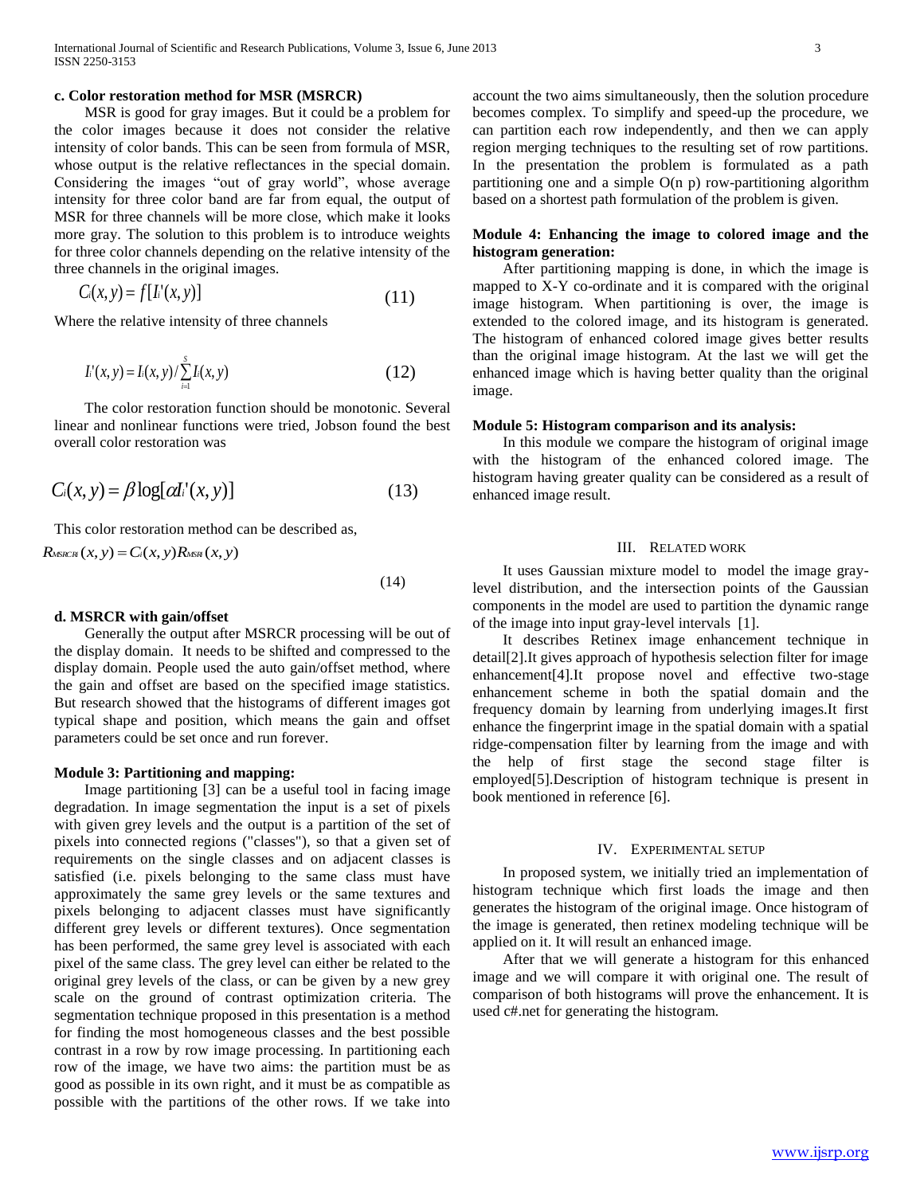#### c. Color restoration method for MSR (MSRCR)

MSR is good for gray images. But it could be a problem for the color images because it does not consider the relative intensity of color bands. This can be seen from formula of MSR, whose output is the relative reflectances in the special domain. Considering the images "out of gray world", whose average intensity for three color band are far from equal, the output of MSR for three channels will be more close, which make it looks more gray. The solution to this problem is to introduce weights for three color channels depending on the relative intensity of the three channels in the original images.

$$C_i(x,y) = f[I_i'(x,y)] \tag{11}$$

Where the relative intensity of three channels

$$I_i'(x,y) = I_i(x,y) / \sum_{i=1}^{S} I_i(x,y) \tag{12}$$

The color restoration function should be monotonic. Several linear and nonlinear functions were tried, Jobson found the best overall color restoration was

$$C_i(x,y) = \beta \log[\alpha I_i'(x,y)] \tag{13}$$

This color restoration method can be described as,

$$R_{MSRCRi}(x,y) = C_i(x,y) R_{MSRi}(x,y) \tag{14}$$

#### d. MSRCR with gain/offset

Generally the output after MSRCR processing will be out of the display domain. It needs to be shifted and compressed to the display domain. People used the auto gain/offset method, where the gain and offset are based on the specified image statistics. But research showed that the histograms of different images got typical shape and position, which means the gain and offset parameters could be set once and run forever.

#### Module 3: Partitioning and mapping:

Image partitioning [3] can be a useful tool in facing image degradation. In image segmentation the input is a set of pixels with given grey levels and the output is a partition of the set of pixels into connected regions ("classes"), so that a given set of requirements on the single classes and on adjacent classes is satisfied (i.e. pixels belonging to the same class must have approximately the same grey levels or the same textures and pixels belonging to adjacent classes must have significantly different grey levels or different textures). Once segmentation has been performed, the same grey level is associated with each pixel of the same class. The grey level can either be related to the original grey levels of the class, or can be given by a new grey scale on the ground of contrast optimization criteria. The segmentation technique proposed in this presentation is a method for finding the most homogeneous classes and the best possible contrast in a row by row image processing. In partitioning each row of the image, we have two aims: the partition must be as good as possible in its own right, and it must be as compatible as possible with the partitions of the other rows. If we take into account the two aims simultaneously, then the solution procedure becomes complex. To simplify and speed-up the procedure, we can partition each row independently, and then we can apply region merging techniques to the resulting set of row partitions. In the presentation the problem is formulated as a path partitioning one and a simple O(n p) row-partitioning algorithm based on a shortest path formulation of the problem is given.

#### Module 4: Enhancing the image to colored image and the histogram generation:

After partitioning mapping is done, in which the image is mapped to X-Y co-ordinate and it is compared with the original image histogram. When partitioning is over, the image is extended to the colored image, and its histogram is generated. The histogram of enhanced colored image gives better results than the original image histogram. At the last we will get the enhanced image which is having better quality than the original image.

#### Module 5: Histogram comparison and its analysis:

In this module we compare the histogram of original image with the histogram of the enhanced colored image. The histogram having greater quality can be considered as a result of enhanced image result.

## III. Related Work

It uses Gaussian mixture model to model the image gray-level distribution, and the intersection points of the Gaussian components in the model are used to partition the dynamic range of the image into input gray-level intervals [1].

It describes Retinex image enhancement technique in detail[2].It gives approach of hypothesis selection filter for image enhancement[4].It propose novel and effective two-stage enhancement scheme in both the spatial domain and the frequency domain by learning from underlying images.It first enhance the fingerprint image in the spatial domain with a spatial ridge-compensation filter by learning from the image and with the help of first stage the second stage filter is employed[5].Description of histogram technique is present in book mentioned in reference [6].

## IV. Experimental Setup

In proposed system, we initially tried an implementation of histogram technique which first loads the image and then generates the histogram of the original image. Once histogram of the image is generated, then retinex modeling technique will be applied on it. It will result an enhanced image.

After that we will generate a histogram for this enhanced image and we will compare it with original one. The result of comparison of both histograms will prove the enhancement. It is used c#.net for generating the histogram.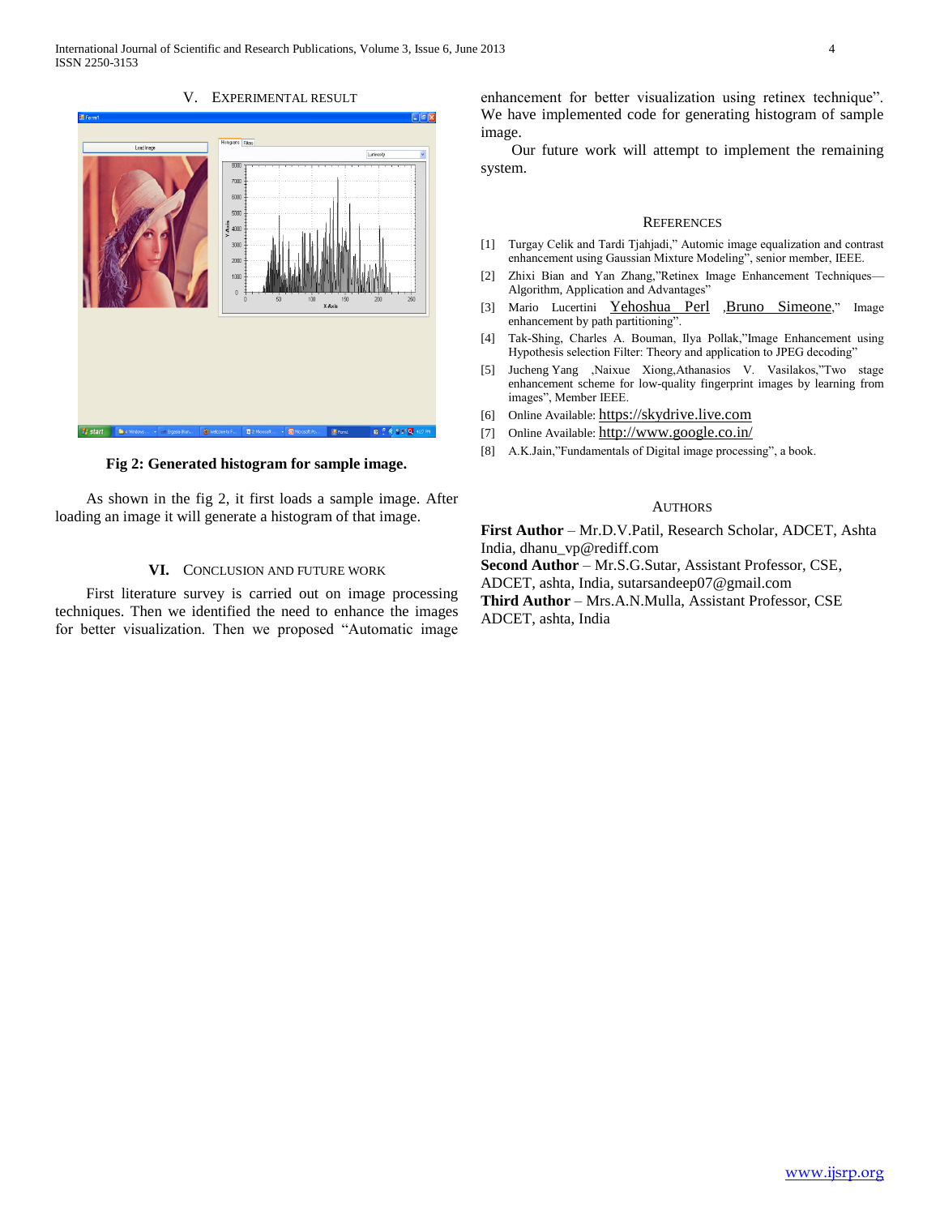## V. Experimental Result

Load Image

Histogram Filters

Luminosity

8000
7000
6000
5000
4000
3000
2000
1000
0

Y-Axis

0 50 100 150 200 250

X-Axis

**Fig 2: Generated histogram for sample image.**

As shown in the fig 2, it first loads a sample image. After loading an image it will generate a histogram of that image.

## VI. Conclusion and Future Work

First literature survey is carried out on image processing techniques. Then we identified the need to enhance the images for better visualization. Then we proposed "Automatic image enhancement for better visualization using retinex technique". We have implemented code for generating histogram of sample image.

Our future work will attempt to implement the remaining system.

## References

[1] Turgay Celik and Tardi Tjahjadi," Automic image equalization and contrast enhancement using Gaussian Mixture Modeling", senior member, IEEE.

[2] Zhixi Bian and Yan Zhang,"Retinex Image Enhancement Techniques—Algorithm, Application and Advantages"

[3] Mario Lucertini Yehoshua Perl ,Bruno Simeone," Image enhancement by path partitioning".

[4] Tak-Shing, Charles A. Bouman, Ilya Pollak,"Image Enhancement using Hypothesis selection Filter: Theory and application to JPEG decoding"

[5] Jucheng Yang ,Naixue Xiong,Athanasios V. Vasilakos,"Two stage enhancement scheme for low-quality fingerprint images by learning from images", Member IEEE.

[6] Online Available: https://skydrive.live.com

[7] Online Available: http://www.google.co.in/

[8] A.K.Jain,"Fundamentals of Digital image processing", a book.

## Authors

**First Author** – Mr.D.V.Patil, Research Scholar, ADCET, Ashta India, dhanu_vp@rediff.com

**Second Author** – Mr.S.G.Sutar, Assistant Professor, CSE, ADCET, ashta, India, sutarsandeep07@gmail.com

**Third Author** – Mrs.A.N.Mulla, Assistant Professor, CSE ADCET, ashta, India